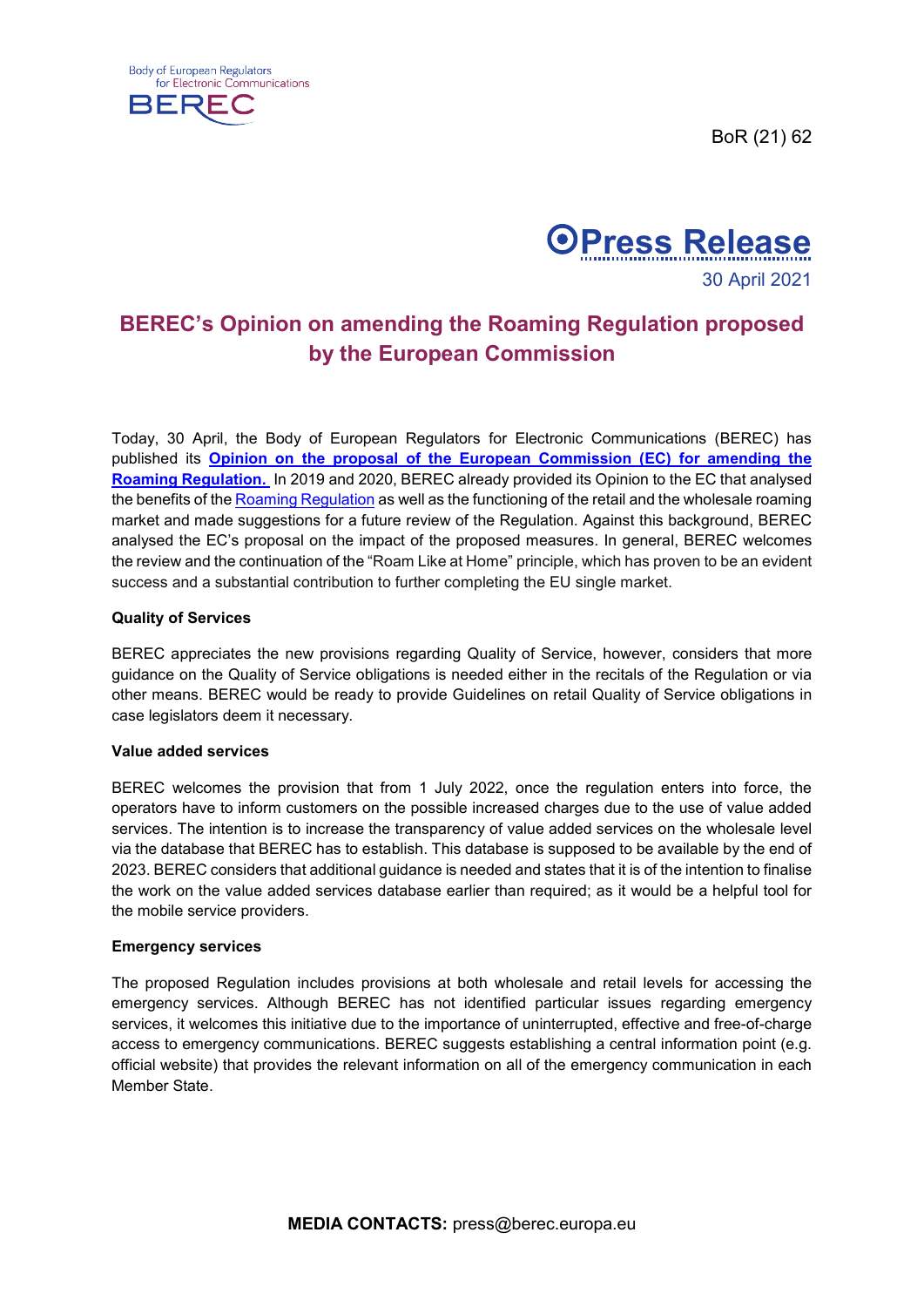Body of European Regulators for Electronic Communications

BEREC

BoR (21) 62

**Press Release**

30 April 2021

# BEREC's Opinion on amending the Roaming Regulation proposed by the European Commission

Today, 30 April, the Body of European Regulators for Electronic Communications (BEREC) has published its **Opinion on the proposal of the European Commission (EC) for amending the Roaming Regulation.** In 2019 and 2020, BEREC already provided its Opinion to the EC that analysed the benefits of the Roaming Regulation as well as the functioning of the retail and the wholesale roaming market and made suggestions for a future review of the Regulation. Against this background, BEREC analysed the EC's proposal on the impact of the proposed measures. In general, BEREC welcomes the review and the continuation of the "Roam Like at Home" principle, which has proven to be an evident success and a substantial contribution to further completing the EU single market.

**Quality of Services**

BEREC appreciates the new provisions regarding Quality of Service, however, considers that more guidance on the Quality of Service obligations is needed either in the recitals of the Regulation or via other means. BEREC would be ready to provide Guidelines on retail Quality of Service obligations in case legislators deem it necessary.

**Value added services**

BEREC welcomes the provision that from 1 July 2022, once the regulation enters into force, the operators have to inform customers on the possible increased charges due to the use of value added services. The intention is to increase the transparency of value added services on the wholesale level via the database that BEREC has to establish. This database is supposed to be available by the end of 2023. BEREC considers that additional guidance is needed and states that it is of the intention to finalise the work on the value added services database earlier than required; as it would be a helpful tool for the mobile service providers.

**Emergency services**

The proposed Regulation includes provisions at both wholesale and retail levels for accessing the emergency services. Although BEREC has not identified particular issues regarding emergency services, it welcomes this initiative due to the importance of uninterrupted, effective and free-of-charge access to emergency communications. BEREC suggests establishing a central information point (e.g. official website) that provides the relevant information on all of the emergency communication in each Member State.

**MEDIA CONTACTS:** press@berec.europa.eu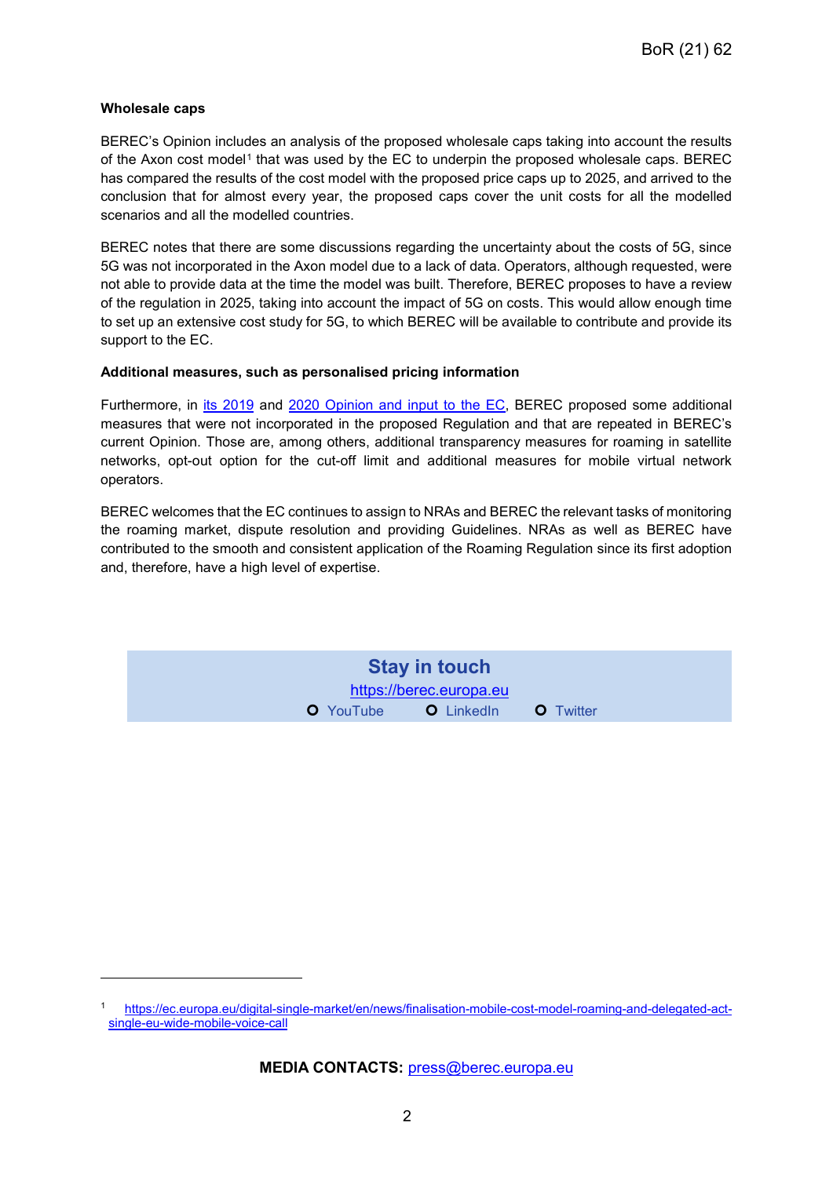**Wholesale caps**

BEREC's Opinion includes an analysis of the proposed wholesale caps taking into account the results of the Axon cost model[1] that was used by the EC to underpin the proposed wholesale caps. BEREC has compared the results of the cost model with the proposed price caps up to 2025, and arrived to the conclusion that for almost every year, the proposed caps cover the unit costs for all the modelled scenarios and all the modelled countries.

BEREC notes that there are some discussions regarding the uncertainty about the costs of 5G, since 5G was not incorporated in the Axon model due to a lack of data. Operators, although requested, were not able to provide data at the time the model was built. Therefore, BEREC proposes to have a review of the regulation in 2025, taking into account the impact of 5G on costs. This would allow enough time to set up an extensive cost study for 5G, to which BEREC will be available to contribute and provide its support to the EC.

**Additional measures, such as personalised pricing information**

Furthermore, in its 2019 and 2020 Opinion and input to the EC, BEREC proposed some additional measures that were not incorporated in the proposed Regulation and that are repeated in BEREC's current Opinion. Those are, among others, additional transparency measures for roaming in satellite networks, opt-out option for the cut-off limit and additional measures for mobile virtual network operators.

BEREC welcomes that the EC continues to assign to NRAs and BEREC the relevant tasks of monitoring the roaming market, dispute resolution and providing Guidelines. NRAs as well as BEREC have contributed to the smooth and consistent application of the Roaming Regulation since its first adoption and, therefore, have a high level of expertise.

**Stay in touch**

https://berec.europa.eu

- YouTube
- LinkedIn
- Twitter

[1] https://ec.europa.eu/digital-single-market/en/news/finalisation-mobile-cost-model-roaming-and-delegated-act-single-eu-wide-mobile-voice-call

**MEDIA CONTACTS:** press@berec.europa.eu